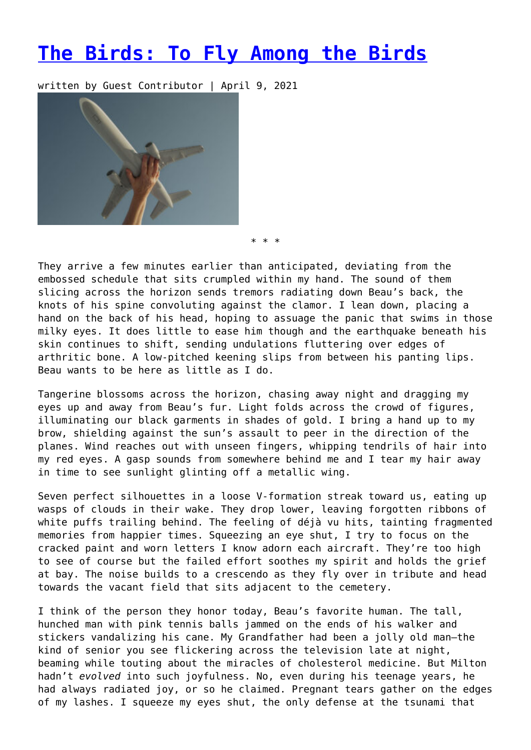# [The Birds: To Fly Among the Birds]

written by Guest Contributor | April 9, 2021

\* \* \*

They arrive a few minutes earlier than anticipated, deviating from the embossed schedule that sits crumpled within my hand. The sound of them slicing across the horizon sends tremors radiating down Beau's back, the knots of his spine convoluting against the clamor. I lean down, placing a hand on the back of his head, hoping to assuage the panic that swims in those milky eyes. It does little to ease him though and the earthquake beneath his skin continues to shift, sending undulations fluttering over edges of arthritic bone. A low-pitched keening slips from between his panting lips. Beau wants to be here as little as I do.

Tangerine blossoms across the horizon, chasing away night and dragging my eyes up and away from Beau's fur. Light folds across the crowd of figures, illuminating our black garments in shades of gold. I bring a hand up to my brow, shielding against the sun's assault to peer in the direction of the planes. Wind reaches out with unseen fingers, whipping tendrils of hair into my red eyes. A gasp sounds from somewhere behind me and I tear my hair away in time to see sunlight glinting off a metallic wing.

Seven perfect silhouettes in a loose V-formation streak toward us, eating up wasps of clouds in their wake. They drop lower, leaving forgotten ribbons of white puffs trailing behind. The feeling of déjà vu hits, tainting fragmented memories from happier times. Squeezing an eye shut, I try to focus on the cracked paint and worn letters I know adorn each aircraft. They're too high to see of course but the failed effort soothes my spirit and holds the grief at bay. The noise builds to a crescendo as they fly over in tribute and head towards the vacant field that sits adjacent to the cemetery.

I think of the person they honor today, Beau's favorite human. The tall, hunched man with pink tennis balls jammed on the ends of his walker and stickers vandalizing his cane. My Grandfather had been a jolly old man—the kind of senior you see flickering across the television late at night, beaming while touting about the miracles of cholesterol medicine. But Milton hadn't *evolved* into such joyfulness. No, even during his teenage years, he had always radiated joy, or so he claimed. Pregnant tears gather on the edges of my lashes. I squeeze my eyes shut, the only defense at the tsunami that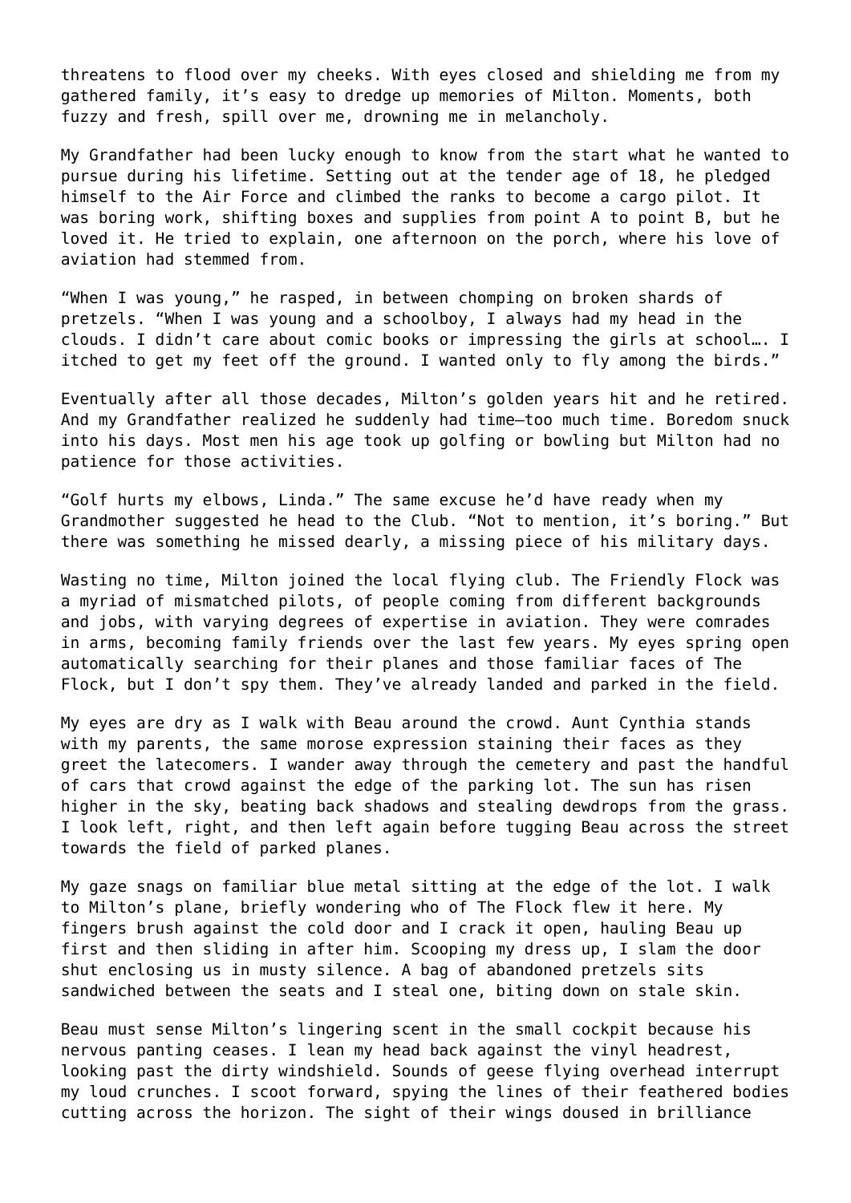threatens to flood over my cheeks. With eyes closed and shielding me from my gathered family, it's easy to dredge up memories of Milton. Moments, both fuzzy and fresh, spill over me, drowning me in melancholy.

My Grandfather had been lucky enough to know from the start what he wanted to pursue during his lifetime. Setting out at the tender age of 18, he pledged himself to the Air Force and climbed the ranks to become a cargo pilot. It was boring work, shifting boxes and supplies from point A to point B, but he loved it. He tried to explain, one afternoon on the porch, where his love of aviation had stemmed from.

"When I was young," he rasped, in between chomping on broken shards of pretzels. "When I was young and a schoolboy, I always had my head in the clouds. I didn't care about comic books or impressing the girls at school…. I itched to get my feet off the ground. I wanted only to fly among the birds."

Eventually after all those decades, Milton's golden years hit and he retired. And my Grandfather realized he suddenly had time—too much time. Boredom snuck into his days. Most men his age took up golfing or bowling but Milton had no patience for those activities.

"Golf hurts my elbows, Linda." The same excuse he'd have ready when my Grandmother suggested he head to the Club. "Not to mention, it's boring." But there was something he missed dearly, a missing piece of his military days.

Wasting no time, Milton joined the local flying club. The Friendly Flock was a myriad of mismatched pilots, of people coming from different backgrounds and jobs, with varying degrees of expertise in aviation. They were comrades in arms, becoming family friends over the last few years. My eyes spring open automatically searching for their planes and those familiar faces of The Flock, but I don't spy them. They've already landed and parked in the field.

My eyes are dry as I walk with Beau around the crowd. Aunt Cynthia stands with my parents, the same morose expression staining their faces as they greet the latecomers. I wander away through the cemetery and past the handful of cars that crowd against the edge of the parking lot. The sun has risen higher in the sky, beating back shadows and stealing dewdrops from the grass. I look left, right, and then left again before tugging Beau across the street towards the field of parked planes.

My gaze snags on familiar blue metal sitting at the edge of the lot. I walk to Milton's plane, briefly wondering who of The Flock flew it here. My fingers brush against the cold door and I crack it open, hauling Beau up first and then sliding in after him. Scooping my dress up, I slam the door shut enclosing us in musty silence. A bag of abandoned pretzels sits sandwiched between the seats and I steal one, biting down on stale skin.

Beau must sense Milton's lingering scent in the small cockpit because his nervous panting ceases. I lean my head back against the vinyl headrest, looking past the dirty windshield. Sounds of geese flying overhead interrupt my loud crunches. I scoot forward, spying the lines of their feathered bodies cutting across the horizon. The sight of their wings doused in brilliance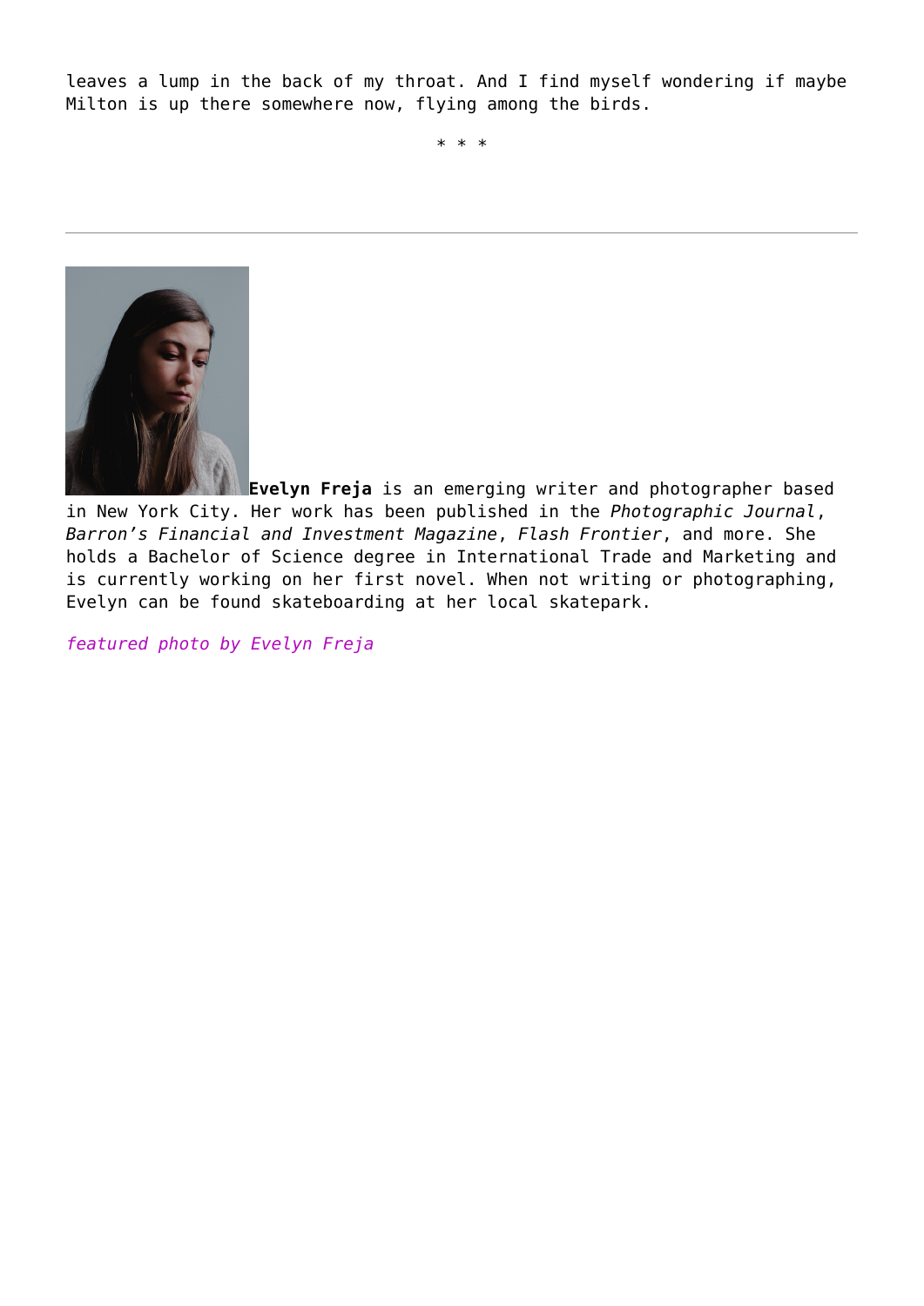leaves a lump in the back of my throat. And I find myself wondering if maybe Milton is up there somewhere now, flying among the birds.

\* \* \*

---

**Evelyn Freja** is an emerging writer and photographer based in New York City. Her work has been published in the *Photographic Journal*, *Barron's Financial and Investment Magazine*, *Flash Frontier*, and more. She holds a Bachelor of Science degree in International Trade and Marketing and is currently working on her first novel. When not writing or photographing, Evelyn can be found skateboarding at her local skatepark.

*featured photo by Evelyn Freja*